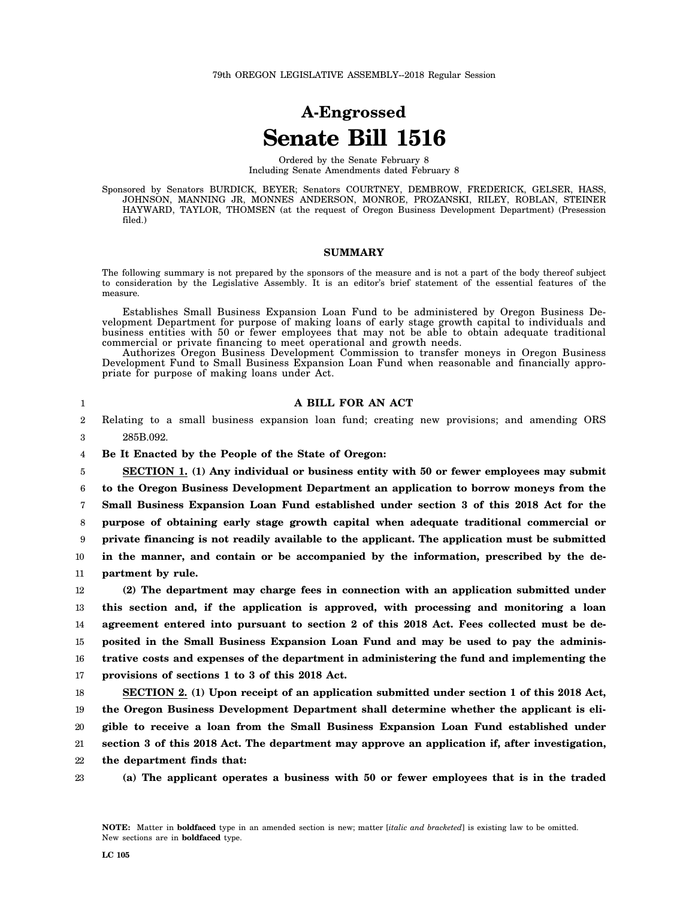79th OREGON LEGISLATIVE ASSEMBLY--2018 Regular Session

# A-Engrossed
# Senate Bill 1516

Ordered by the Senate February 8
Including Senate Amendments dated February 8

Sponsored by Senators BURDICK, BEYER; Senators COURTNEY, DEMBROW, FREDERICK, GELSER, HASS, JOHNSON, MANNING JR, MONNES ANDERSON, MONROE, PROZANSKI, RILEY, ROBLAN, STEINER HAYWARD, TAYLOR, THOMSEN (at the request of Oregon Business Development Department) (Presession filed.)

## SUMMARY

The following summary is not prepared by the sponsors of the measure and is not a part of the body thereof subject to consideration by the Legislative Assembly. It is an editor's brief statement of the essential features of the measure.

Establishes Small Business Expansion Loan Fund to be administered by Oregon Business Development Department for purpose of making loans of early stage growth capital to individuals and business entities with 50 or fewer employees that may not be able to obtain adequate traditional commercial or private financing to meet operational and growth needs.

Authorizes Oregon Business Development Commission to transfer moneys in Oregon Business Development Fund to Small Business Expansion Loan Fund when reasonable and financially appropriate for purpose of making loans under Act.

## A BILL FOR AN ACT

Relating to a small business expansion loan fund; creating new provisions; and amending ORS 285B.092.

**Be It Enacted by the People of the State of Oregon:**

**SECTION 1. (1) Any individual or business entity with 50 or fewer employees may submit to the Oregon Business Development Department an application to borrow moneys from the Small Business Expansion Loan Fund established under section 3 of this 2018 Act for the purpose of obtaining early stage growth capital when adequate traditional commercial or private financing is not readily available to the applicant. The application must be submitted in the manner, and contain or be accompanied by the information, prescribed by the department by rule.**

**(2) The department may charge fees in connection with an application submitted under this section and, if the application is approved, with processing and monitoring a loan agreement entered into pursuant to section 2 of this 2018 Act. Fees collected must be deposited in the Small Business Expansion Loan Fund and may be used to pay the administrative costs and expenses of the department in administering the fund and implementing the provisions of sections 1 to 3 of this 2018 Act.**

**SECTION 2. (1) Upon receipt of an application submitted under section 1 of this 2018 Act, the Oregon Business Development Department shall determine whether the applicant is eligible to receive a loan from the Small Business Expansion Loan Fund established under section 3 of this 2018 Act. The department may approve an application if, after investigation, the department finds that:**

**(a) The applicant operates a business with 50 or fewer employees that is in the traded**

**NOTE:** Matter in **boldfaced** type in an amended section is new; matter [*italic and bracketed*] is existing law to be omitted. New sections are in **boldfaced** type.

LC 105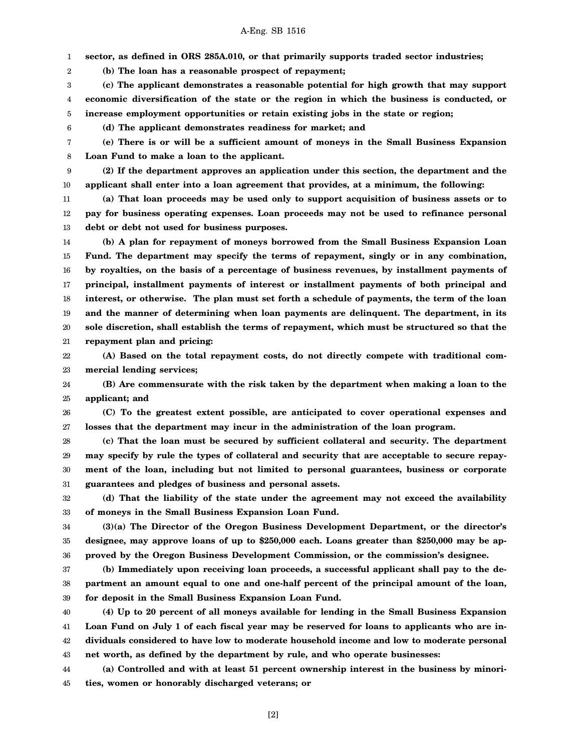**sector, as defined in ORS 285A.010, or that primarily supports traded sector industries;**

**(b) The loan has a reasonable prospect of repayment;**

**(c) The applicant demonstrates a reasonable potential for high growth that may support economic diversification of the state or the region in which the business is conducted, or increase employment opportunities or retain existing jobs in the state or region;**

**(d) The applicant demonstrates readiness for market; and**

**(e) There is or will be a sufficient amount of moneys in the Small Business Expansion Loan Fund to make a loan to the applicant.**

**(2) If the department approves an application under this section, the department and the applicant shall enter into a loan agreement that provides, at a minimum, the following:**

**(a) That loan proceeds may be used only to support acquisition of business assets or to pay for business operating expenses. Loan proceeds may not be used to refinance personal debt or debt not used for business purposes.**

**(b) A plan for repayment of moneys borrowed from the Small Business Expansion Loan Fund. The department may specify the terms of repayment, singly or in any combination, by royalties, on the basis of a percentage of business revenues, by installment payments of principal, installment payments of interest or installment payments of both principal and interest, or otherwise. The plan must set forth a schedule of payments, the term of the loan and the manner of determining when loan payments are delinquent. The department, in its sole discretion, shall establish the terms of repayment, which must be structured so that the repayment plan and pricing:**

**(A) Based on the total repayment costs, do not directly compete with traditional commercial lending services;**

**(B) Are commensurate with the risk taken by the department when making a loan to the applicant; and**

**(C) To the greatest extent possible, are anticipated to cover operational expenses and losses that the department may incur in the administration of the loan program.**

**(c) That the loan must be secured by sufficient collateral and security. The department may specify by rule the types of collateral and security that are acceptable to secure repayment of the loan, including but not limited to personal guarantees, business or corporate guarantees and pledges of business and personal assets.**

**(d) That the liability of the state under the agreement may not exceed the availability of moneys in the Small Business Expansion Loan Fund.**

**(3)(a) The Director of the Oregon Business Development Department, or the director's designee, may approve loans of up to $250,000 each. Loans greater than $250,000 may be approved by the Oregon Business Development Commission, or the commission's designee.**

**(b) Immediately upon receiving loan proceeds, a successful applicant shall pay to the department an amount equal to one and one-half percent of the principal amount of the loan, for deposit in the Small Business Expansion Loan Fund.**

**(4) Up to 20 percent of all moneys available for lending in the Small Business Expansion Loan Fund on July 1 of each fiscal year may be reserved for loans to applicants who are individuals considered to have low to moderate household income and low to moderate personal net worth, as defined by the department by rule, and who operate businesses:**

**(a) Controlled and with at least 51 percent ownership interest in the business by minorities, women or honorably discharged veterans; or**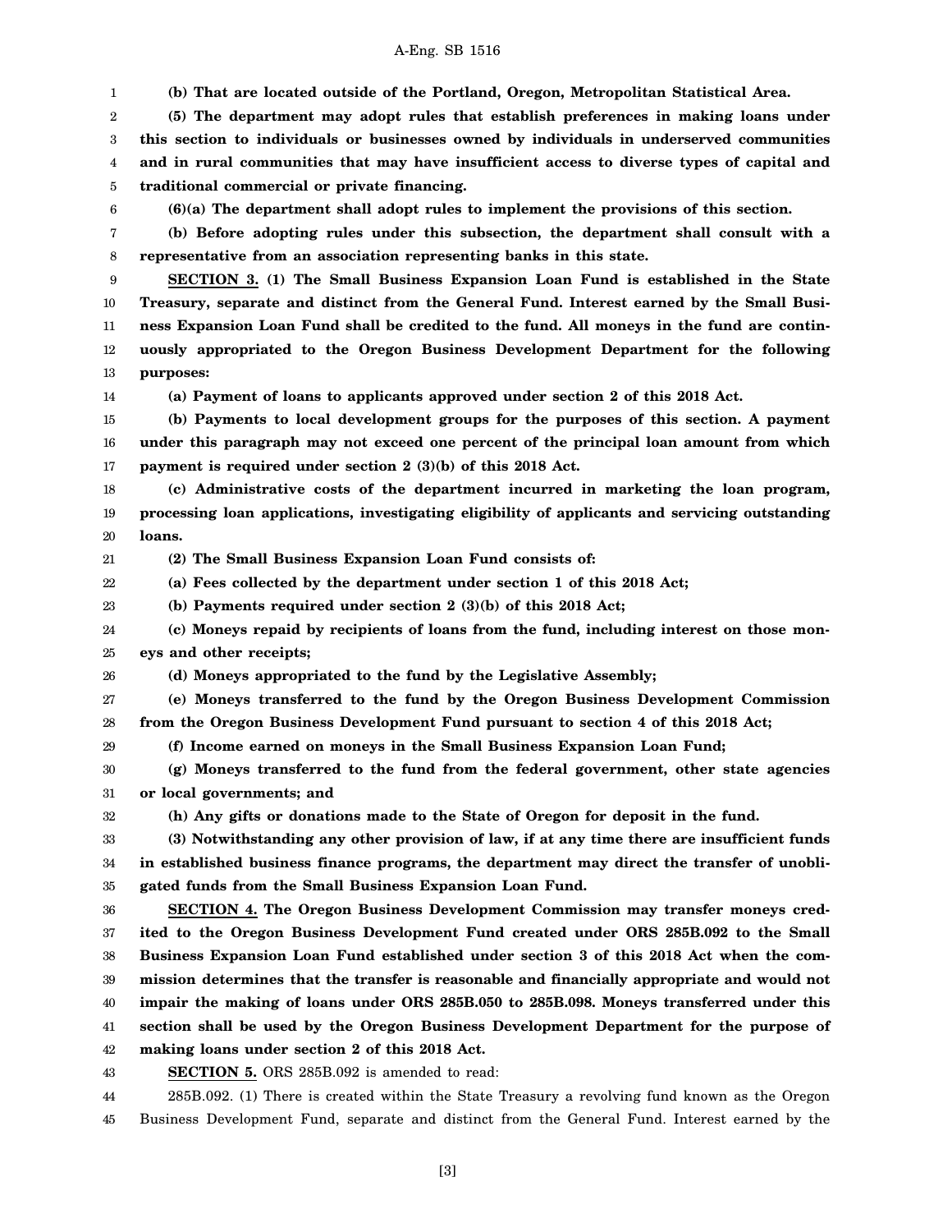**(b) That are located outside of the Portland, Oregon, Metropolitan Statistical Area.**

**(5) The department may adopt rules that establish preferences in making loans under this section to individuals or businesses owned by individuals in underserved communities and in rural communities that may have insufficient access to diverse types of capital and traditional commercial or private financing.**

**(6)(a) The department shall adopt rules to implement the provisions of this section.**

**(b) Before adopting rules under this subsection, the department shall consult with a representative from an association representing banks in this state.**

**SECTION 3. (1) The Small Business Expansion Loan Fund is established in the State Treasury, separate and distinct from the General Fund. Interest earned by the Small Business Expansion Loan Fund shall be credited to the fund. All moneys in the fund are continuously appropriated to the Oregon Business Development Department for the following purposes:**

**(a) Payment of loans to applicants approved under section 2 of this 2018 Act.**

**(b) Payments to local development groups for the purposes of this section. A payment under this paragraph may not exceed one percent of the principal loan amount from which payment is required under section 2 (3)(b) of this 2018 Act.**

**(c) Administrative costs of the department incurred in marketing the loan program, processing loan applications, investigating eligibility of applicants and servicing outstanding loans.**

**(2) The Small Business Expansion Loan Fund consists of:**

**(a) Fees collected by the department under section 1 of this 2018 Act;**

**(b) Payments required under section 2 (3)(b) of this 2018 Act;**

**(c) Moneys repaid by recipients of loans from the fund, including interest on those moneys and other receipts;**

**(d) Moneys appropriated to the fund by the Legislative Assembly;**

**(e) Moneys transferred to the fund by the Oregon Business Development Commission from the Oregon Business Development Fund pursuant to section 4 of this 2018 Act;**

**(f) Income earned on moneys in the Small Business Expansion Loan Fund;**

**(g) Moneys transferred to the fund from the federal government, other state agencies or local governments; and**

**(h) Any gifts or donations made to the State of Oregon for deposit in the fund.**

**(3) Notwithstanding any other provision of law, if at any time there are insufficient funds in established business finance programs, the department may direct the transfer of unobligated funds from the Small Business Expansion Loan Fund.**

**SECTION 4. The Oregon Business Development Commission may transfer moneys credited to the Oregon Business Development Fund created under ORS 285B.092 to the Small Business Expansion Loan Fund established under section 3 of this 2018 Act when the commission determines that the transfer is reasonable and financially appropriate and would not impair the making of loans under ORS 285B.050 to 285B.098. Moneys transferred under this section shall be used by the Oregon Business Development Department for the purpose of making loans under section 2 of this 2018 Act.**

**SECTION 5.** ORS 285B.092 is amended to read:

285B.092. (1) There is created within the State Treasury a revolving fund known as the Oregon Business Development Fund, separate and distinct from the General Fund. Interest earned by the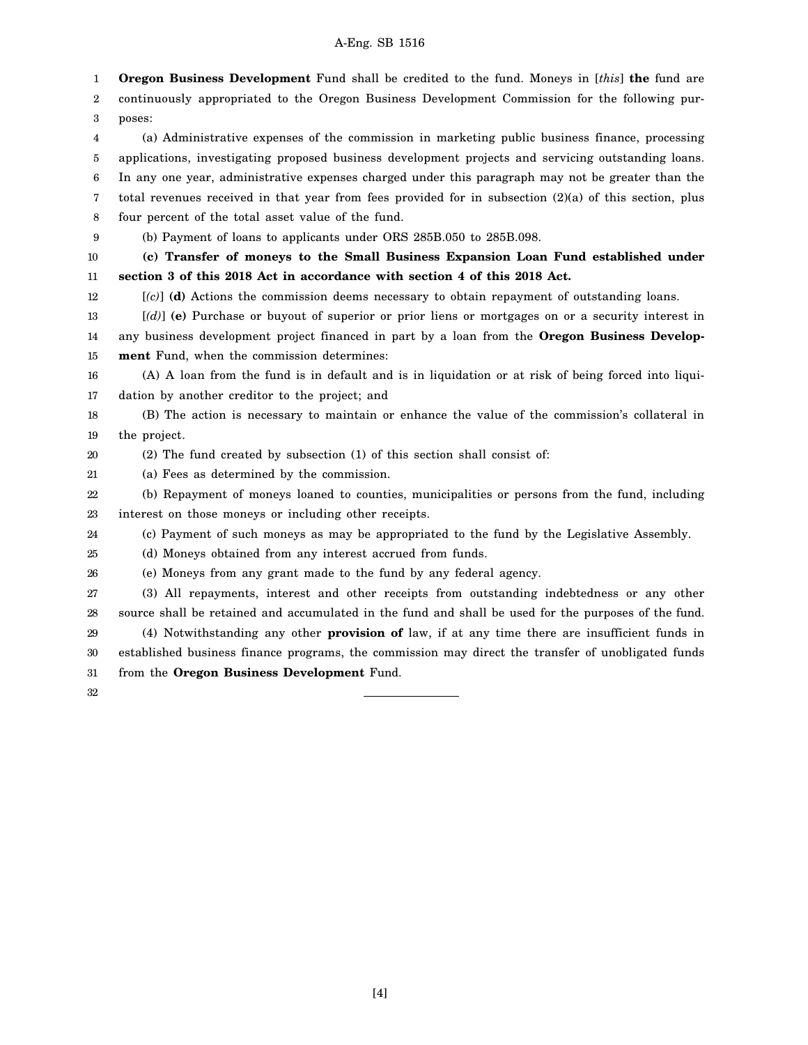**Oregon Business Development** Fund shall be credited to the fund. Moneys in [*this*] **the** fund are continuously appropriated to the Oregon Business Development Commission for the following purposes:

(a) Administrative expenses of the commission in marketing public business finance, processing applications, investigating proposed business development projects and servicing outstanding loans. In any one year, administrative expenses charged under this paragraph may not be greater than the total revenues received in that year from fees provided for in subsection (2)(a) of this section, plus four percent of the total asset value of the fund.

(b) Payment of loans to applicants under ORS 285B.050 to 285B.098.

**(c) Transfer of moneys to the Small Business Expansion Loan Fund established under section 3 of this 2018 Act in accordance with section 4 of this 2018 Act.**

[*(c)*] **(d)** Actions the commission deems necessary to obtain repayment of outstanding loans.

[*(d)*] **(e)** Purchase or buyout of superior or prior liens or mortgages on or a security interest in any business development project financed in part by a loan from the **Oregon Business Development** Fund, when the commission determines:

(A) A loan from the fund is in default and is in liquidation or at risk of being forced into liquidation by another creditor to the project; and

(B) The action is necessary to maintain or enhance the value of the commission's collateral in the project.

(2) The fund created by subsection (1) of this section shall consist of:

(a) Fees as determined by the commission.

(b) Repayment of moneys loaned to counties, municipalities or persons from the fund, including interest on those moneys or including other receipts.

(c) Payment of such moneys as may be appropriated to the fund by the Legislative Assembly.

(d) Moneys obtained from any interest accrued from funds.

(e) Moneys from any grant made to the fund by any federal agency.

(3) All repayments, interest and other receipts from outstanding indebtedness or any other source shall be retained and accumulated in the fund and shall be used for the purposes of the fund.

(4) Notwithstanding any other **provision of** law, if at any time there are insufficient funds in established business finance programs, the commission may direct the transfer of unobligated funds from the **Oregon Business Development** Fund.